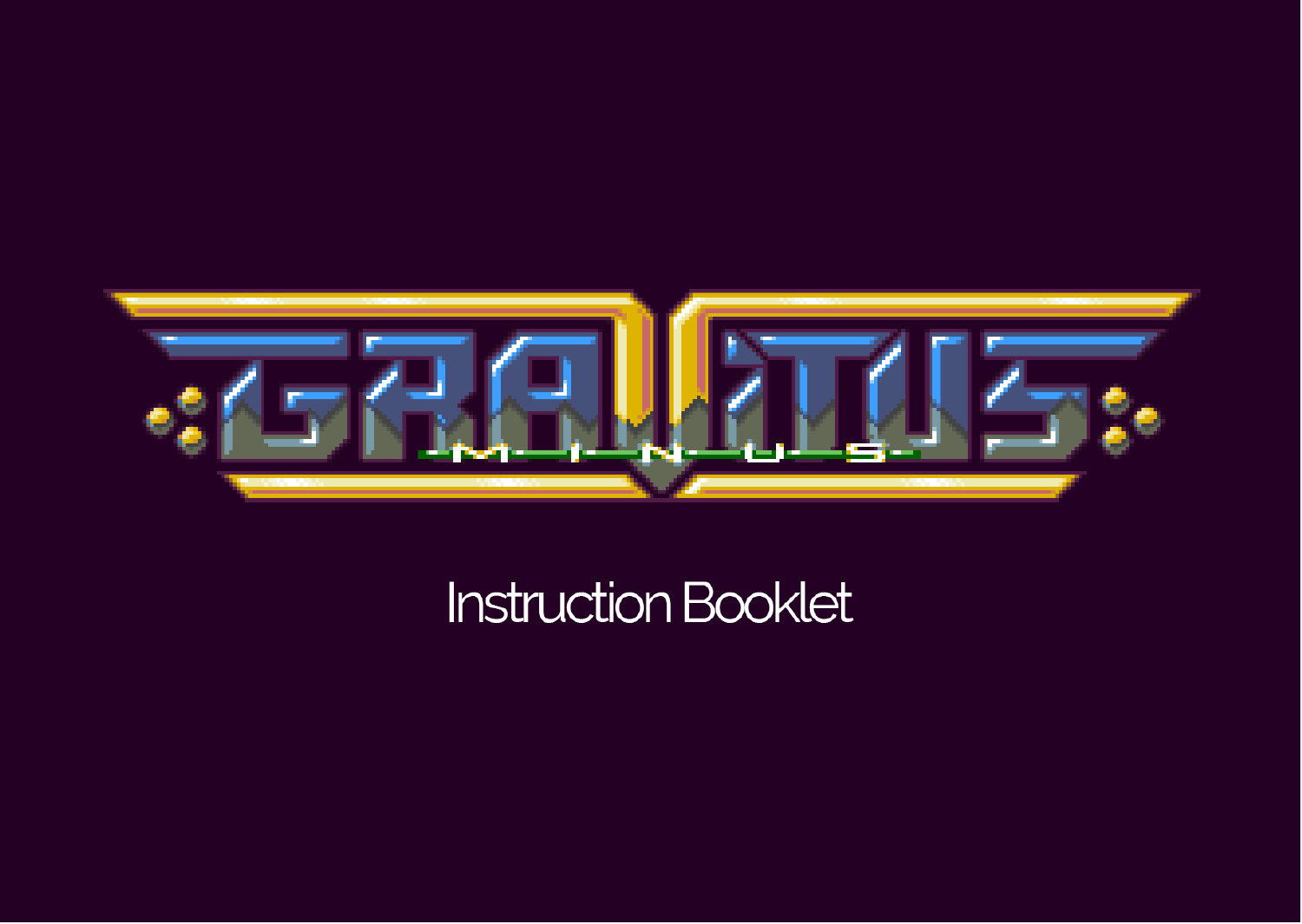# GRADIUS MINUS

Instruction Booklet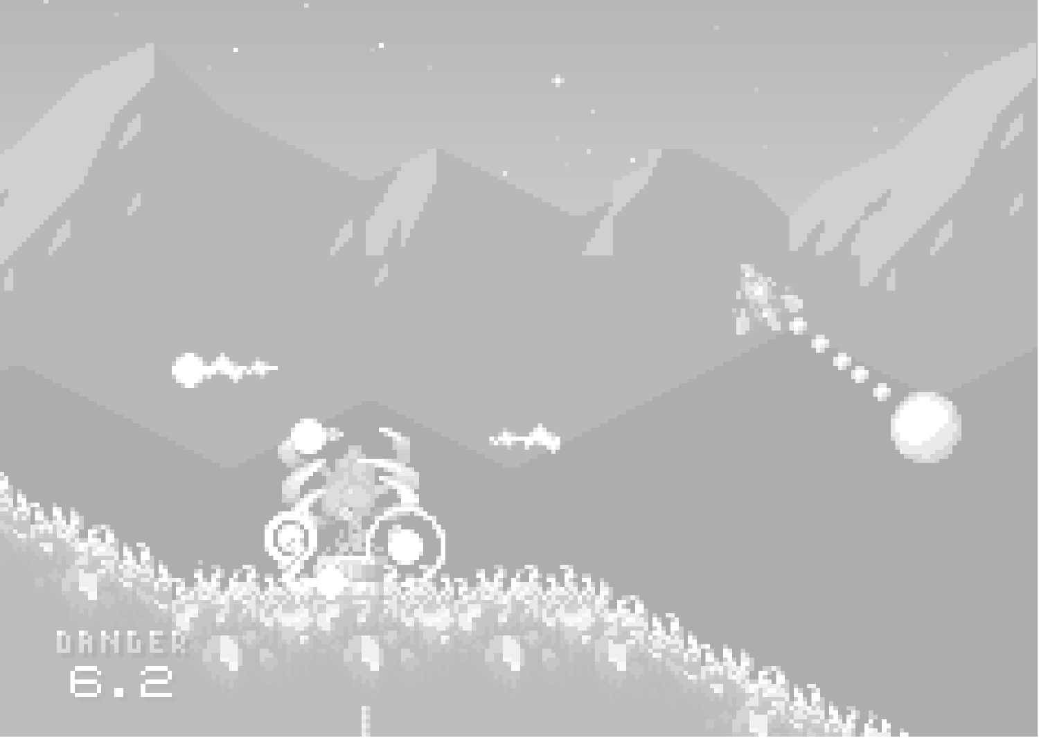DANGER

6.2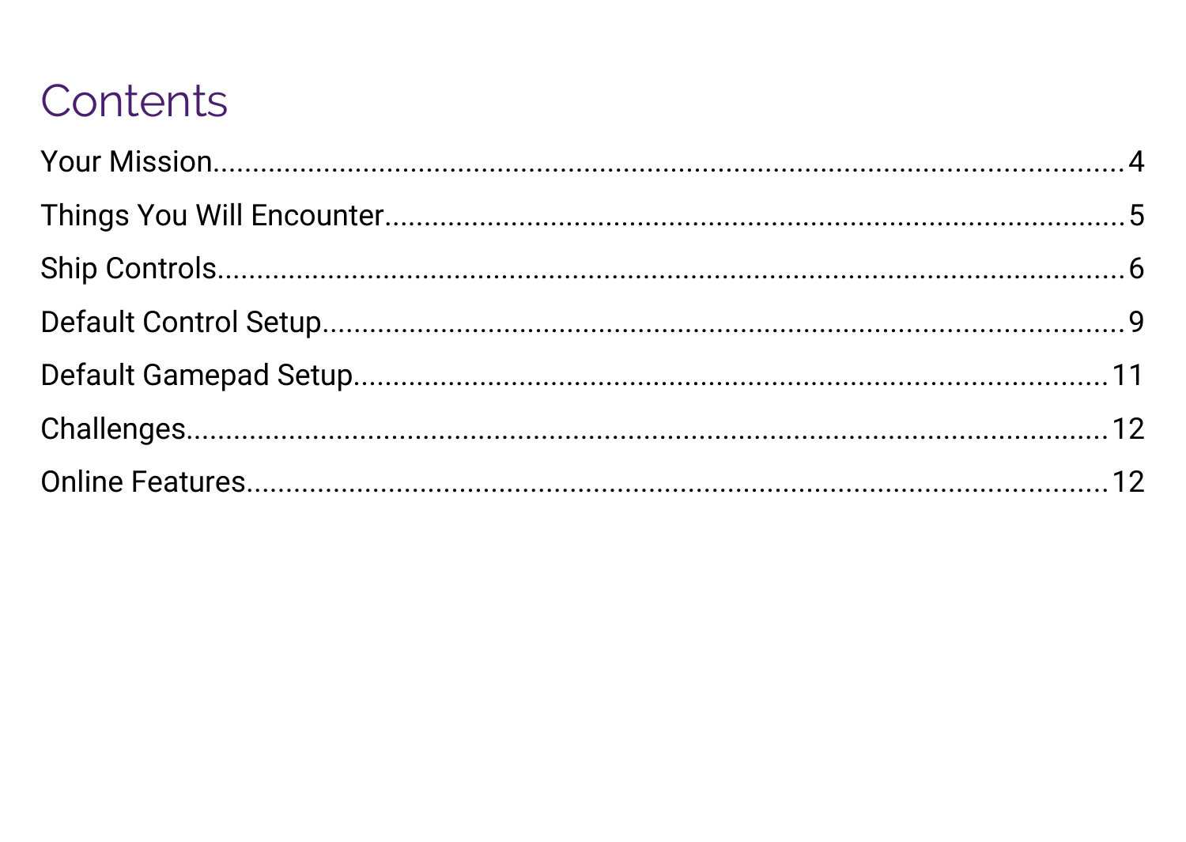# Contents

Your Mission....................................................................................................4

Things You Will Encounter.............................................................................5

Ship Controls..................................................................................................6

Default Control Setup.....................................................................................9

Default Gamepad Setup...............................................................................11

Challenges....................................................................................................12

Online Features............................................................................................12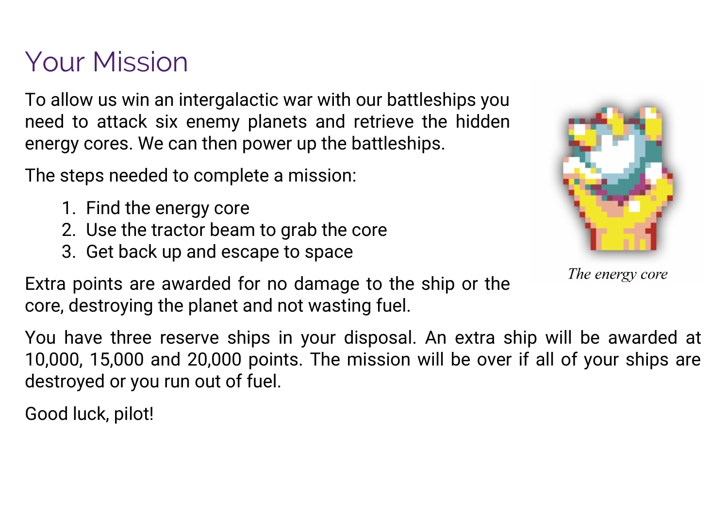# Your Mission

To allow us win an intergalactic war with our battleships you need to attack six enemy planets and retrieve the hidden energy cores. We can then power up the battleships.

The steps needed to complete a mission:

1. Find the energy core
2. Use the tractor beam to grab the core
3. Get back up and escape to space

*The energy core*

Extra points are awarded for no damage to the ship or the core, destroying the planet and not wasting fuel.

You have three reserve ships in your disposal. An extra ship will be awarded at 10,000, 15,000 and 20,000 points. The mission will be over if all of your ships are destroyed or you run out of fuel.

Good luck, pilot!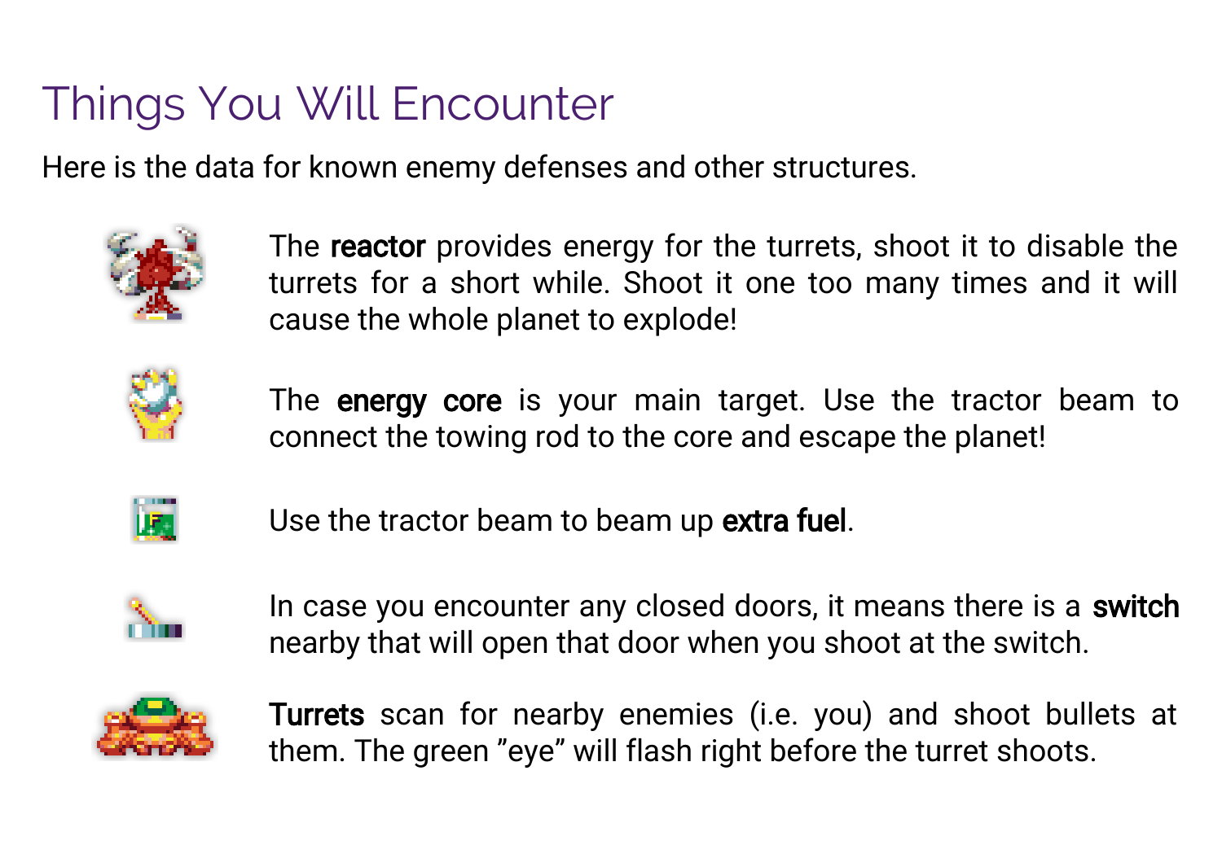# Things You Will Encounter

Here is the data for known enemy defenses and other structures.

The **reactor** provides energy for the turrets, shoot it to disable the turrets for a short while. Shoot it one too many times and it will cause the whole planet to explode!

The **energy core** is your main target. Use the tractor beam to connect the towing rod to the core and escape the planet!

Use the tractor beam to beam up **extra fuel**.

In case you encounter any closed doors, it means there is a **switch** nearby that will open that door when you shoot at the switch.

**Turrets** scan for nearby enemies (i.e. you) and shoot bullets at them. The green "eye" will flash right before the turret shoots.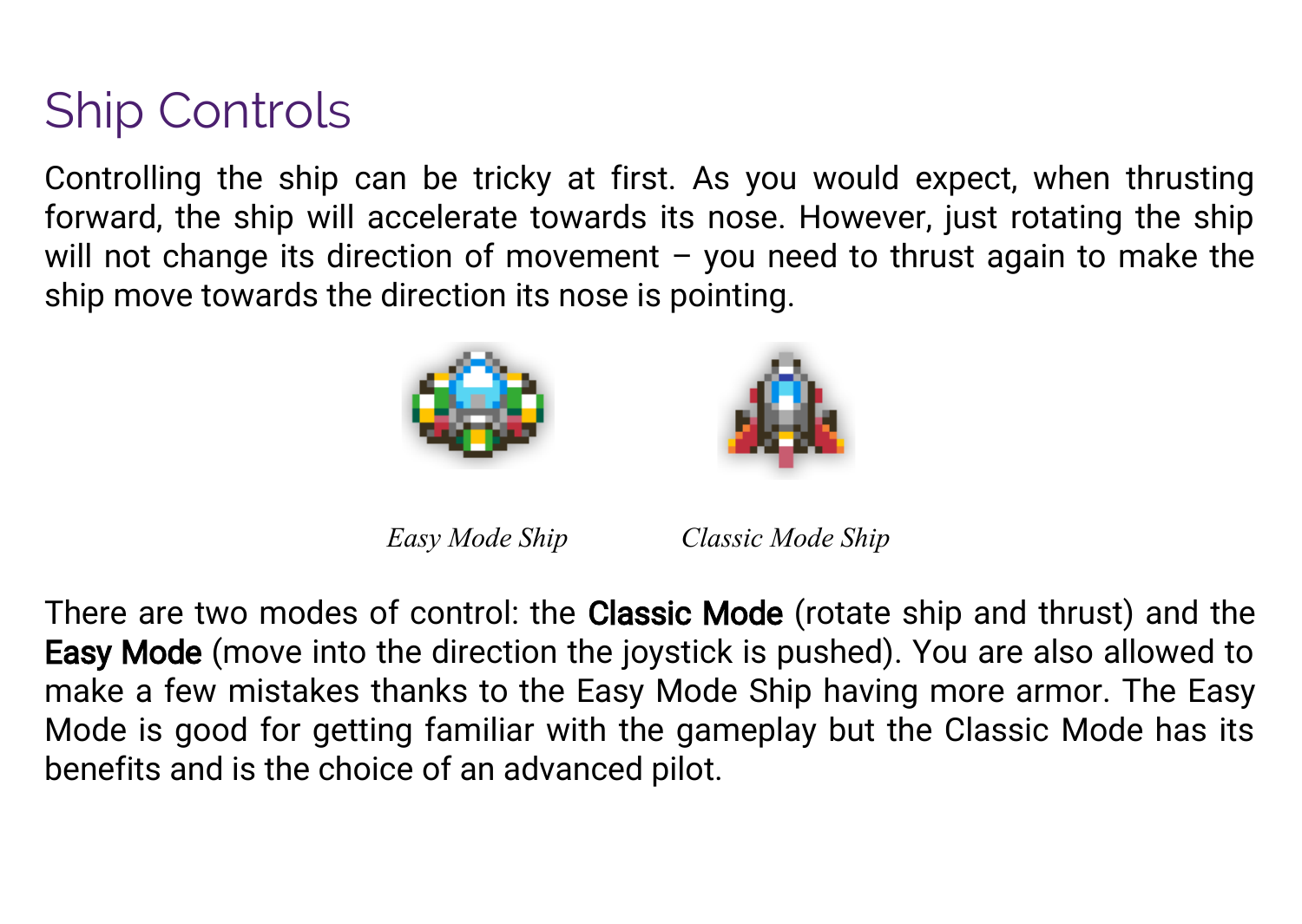# Ship Controls

Controlling the ship can be tricky at first. As you would expect, when thrusting forward, the ship will accelerate towards its nose. However, just rotating the ship will not change its direction of movement – you need to thrust again to make the ship move towards the direction its nose is pointing.

*Easy Mode Ship* *Classic Mode Ship*

There are two modes of control: the **Classic Mode** (rotate ship and thrust) and the **Easy Mode** (move into the direction the joystick is pushed). You are also allowed to make a few mistakes thanks to the Easy Mode Ship having more armor. The Easy Mode is good for getting familiar with the gameplay but the Classic Mode has its benefits and is the choice of an advanced pilot.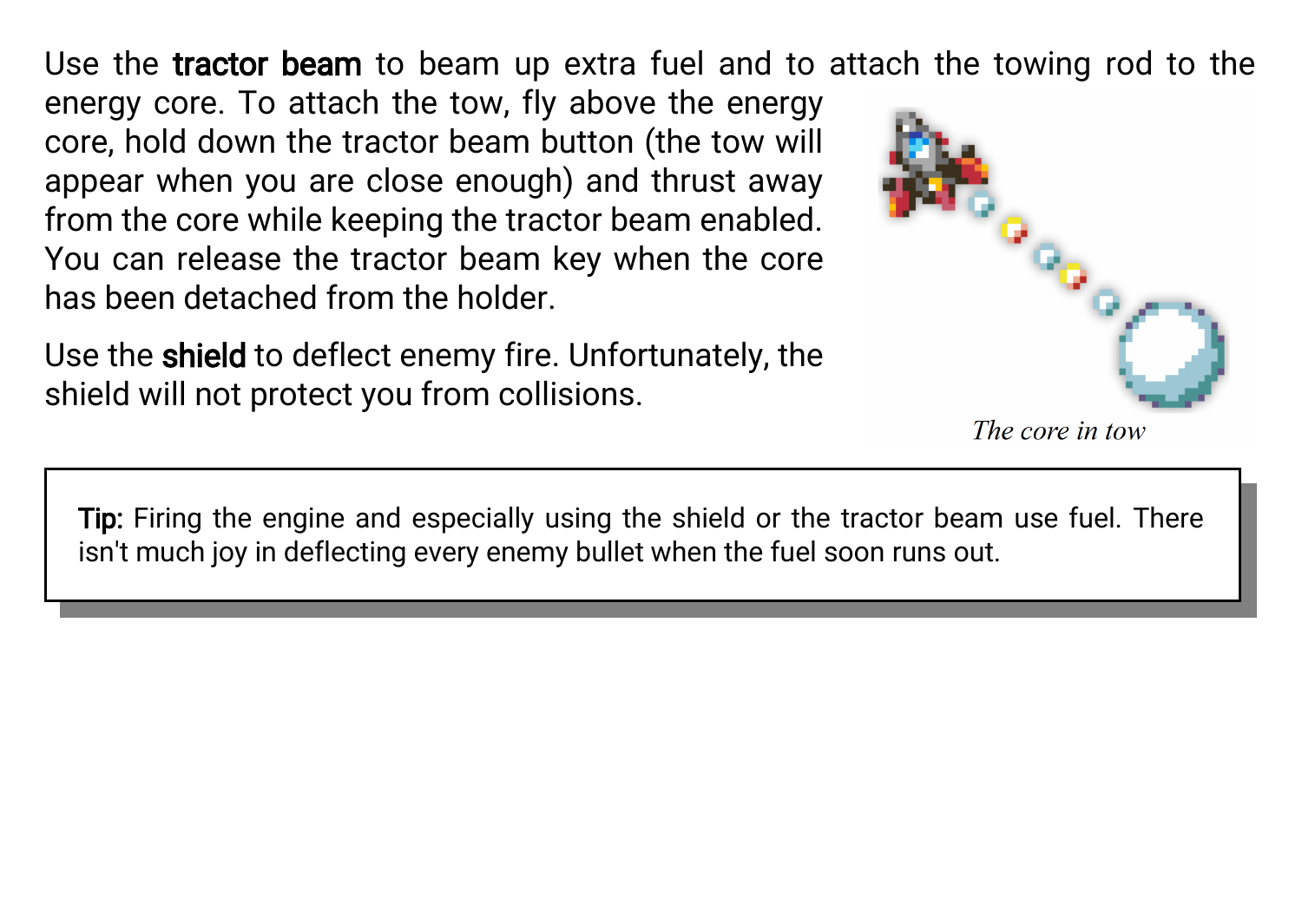Use the **tractor beam** to beam up extra fuel and to attach the towing rod to the energy core. To attach the tow, fly above the energy core, hold down the tractor beam button (the tow will appear when you are close enough) and thrust away from the core while keeping the tractor beam enabled. You can release the tractor beam key when the core has been detached from the holder.

*The core in tow*

Use the **shield** to deflect enemy fire. Unfortunately, the shield will not protect you from collisions.

> **Tip:** Firing the engine and especially using the shield or the tractor beam use fuel. There isn't much joy in deflecting every enemy bullet when the fuel soon runs out.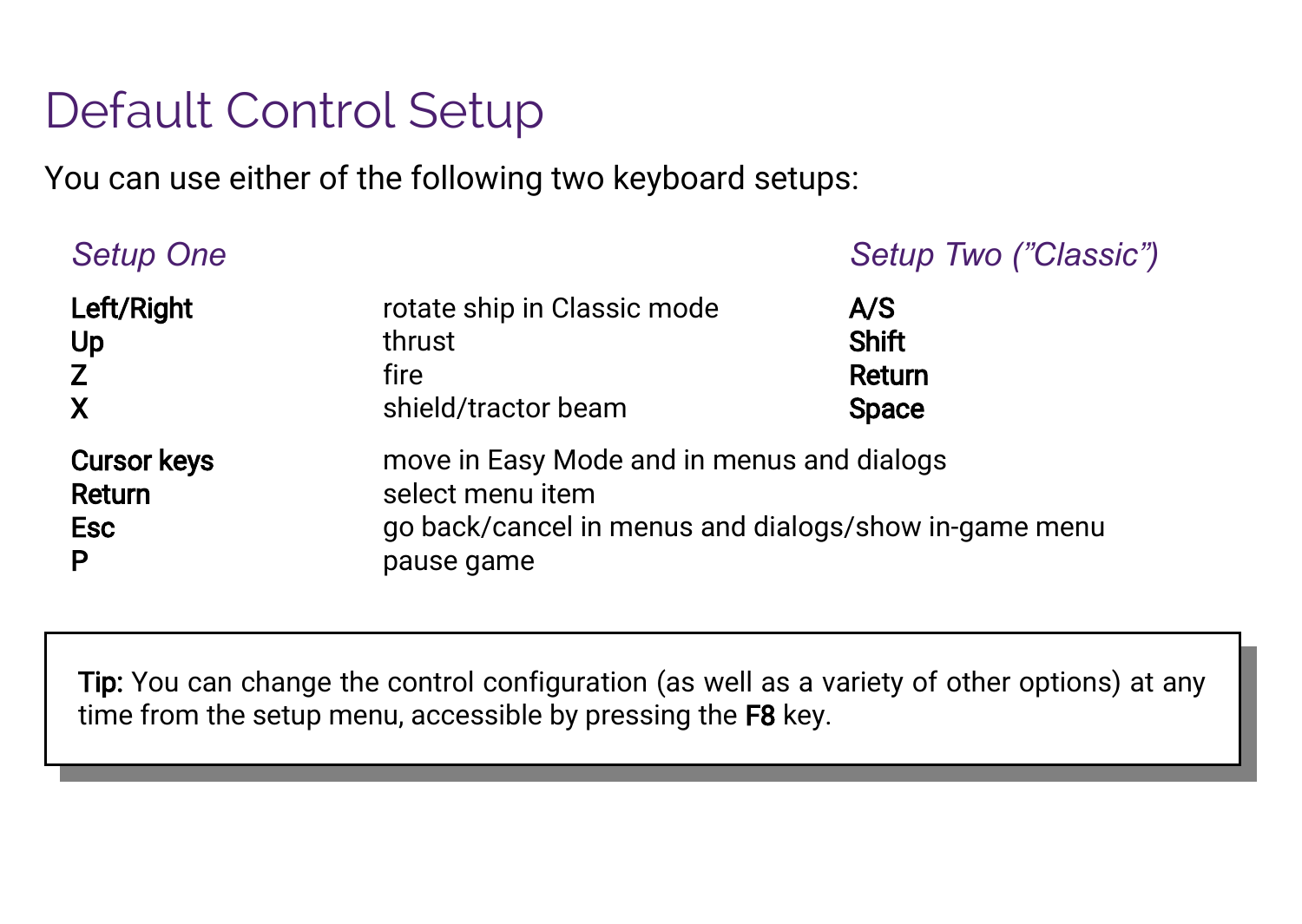# Default Control Setup

You can use either of the following two keyboard setups:

| *Setup One* | | *Setup Two ("Classic")* |
|---|---|---|
| **Left/Right** | rotate ship in Classic mode | **A/S** |
| **Up** | thrust | **Shift** |
| **Z** | fire | **Return** |
| **X** | shield/tractor beam | **Space** |

| | |
|---|---|
| **Cursor keys** | move in Easy Mode and in menus and dialogs |
| **Return** | select menu item |
| **Esc** | go back/cancel in menus and dialogs/show in-game menu |
| **P** | pause game |

> **Tip:** You can change the control configuration (as well as a variety of other options) at any time from the setup menu, accessible by pressing the **F8** key.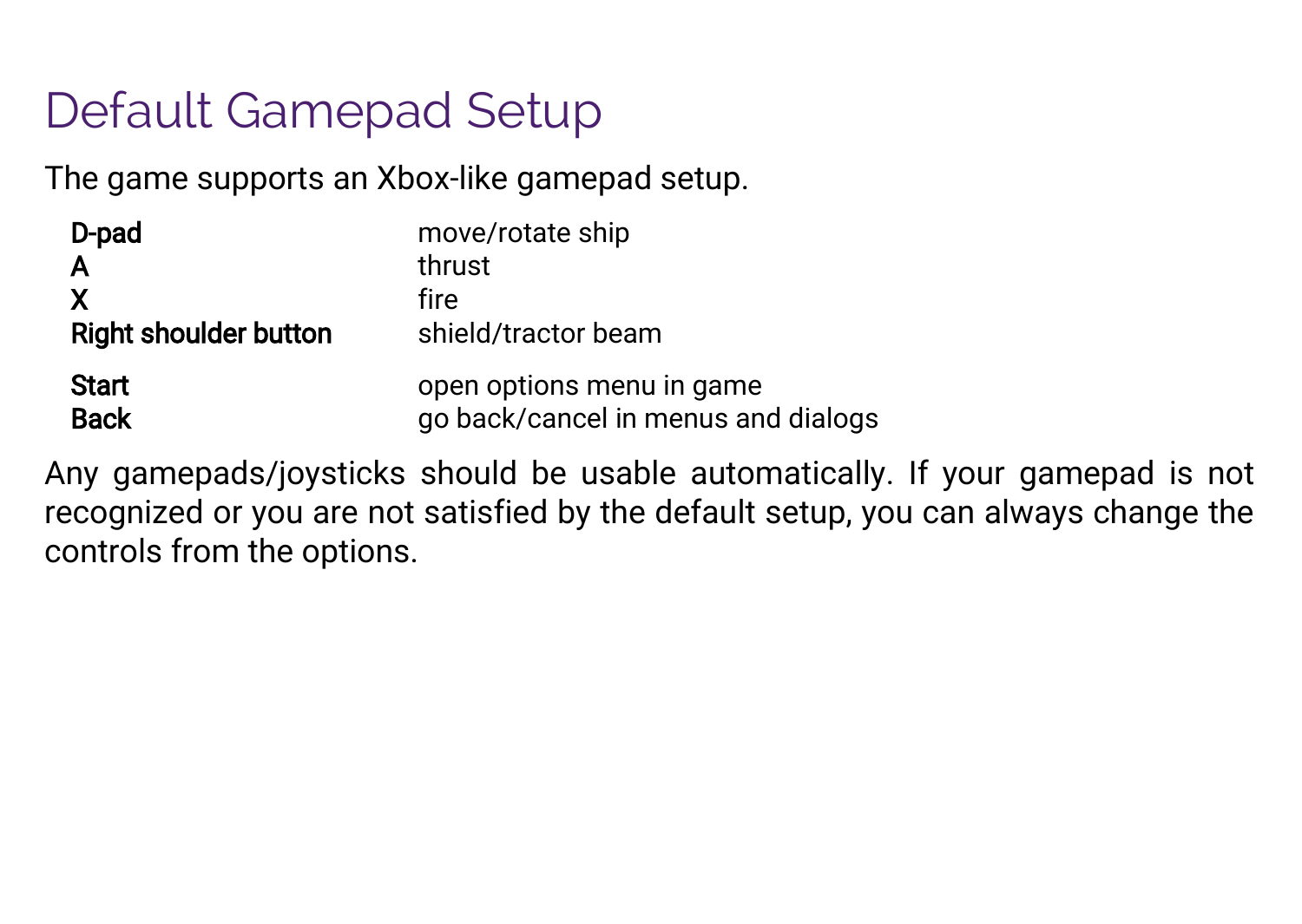# Default Gamepad Setup

The game supports an Xbox-like gamepad setup.

| | |
|---|---|
| **D-pad** | move/rotate ship |
| **A** | thrust |
| **X** | fire |
| **Right shoulder button** | shield/tractor beam |
| **Start** | open options menu in game |
| **Back** | go back/cancel in menus and dialogs |

Any gamepads/joysticks should be usable automatically. If your gamepad is not recognized or you are not satisfied by the default setup, you can always change the controls from the options.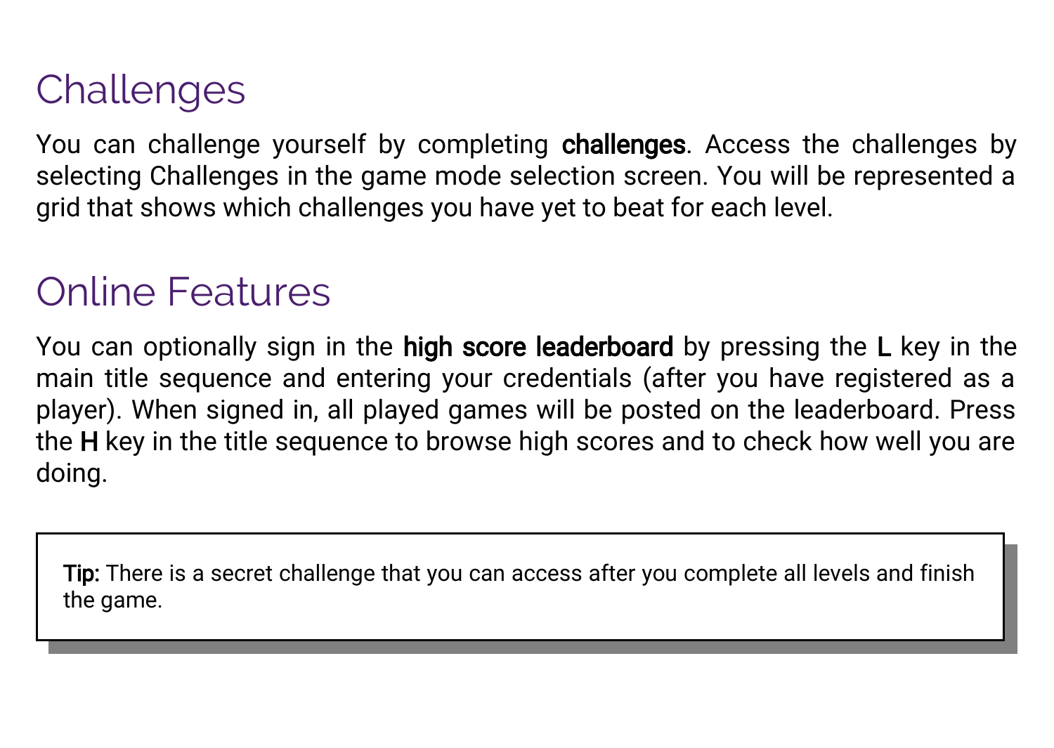# Challenges

You can challenge yourself by completing **challenges**. Access the challenges by selecting Challenges in the game mode selection screen. You will be represented a grid that shows which challenges you have yet to beat for each level.

# Online Features

You can optionally sign in the **high score leaderboard** by pressing the **L** key in the main title sequence and entering your credentials (after you have registered as a player). When signed in, all played games will be posted on the leaderboard. Press the **H** key in the title sequence to browse high scores and to check how well you are doing.

> **Tip:** There is a secret challenge that you can access after you complete all levels and finish the game.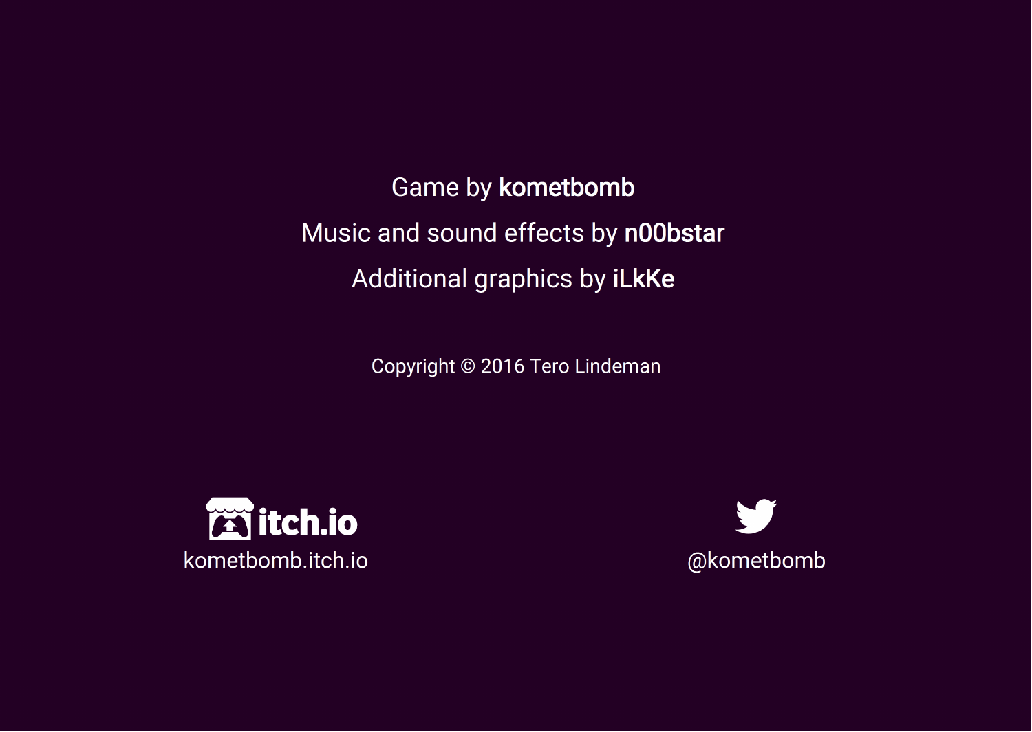Game by **kometbomb**

Music and sound effects by **n00bstar**

Additional graphics by **iLkKe**

Copyright © 2016 Tero Lindeman

itch.io

kometbomb.itch.io

@kometbomb